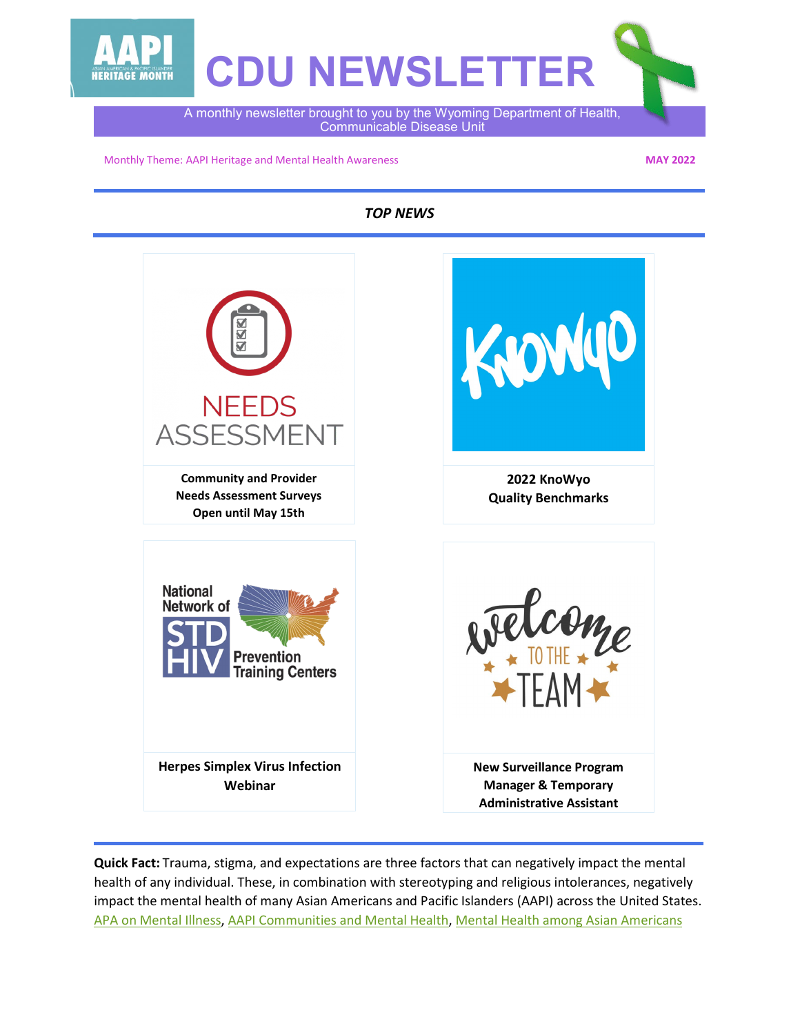# CDU NEWSLETTER

A monthly newsletter brought to you by the Wyoming Department of Health, Communicable Disease Unit

Monthly Theme: AAPI Heritage and Mental Health Awareness

**MAY 2022**

## *TOP NEWS*

**Community and Provider Needs Assessment Surveys Open until May 15th**

**2022 KnoWyo Quality Benchmarks**

**Herpes Simplex Virus Infection Webinar**

**New Surveillance Program Manager & Temporary Administrative Assistant**

**Quick Fact:** Trauma, stigma, and expectations are three factors that can negatively impact the mental health of any individual. These, in combination with stereotyping and religious intolerances, negatively impact the mental health of many Asian Americans and Pacific Islanders (AAPI) across the United States. APA on Mental Illness, AAPI Communities and Mental Health, Mental Health among Asian Americans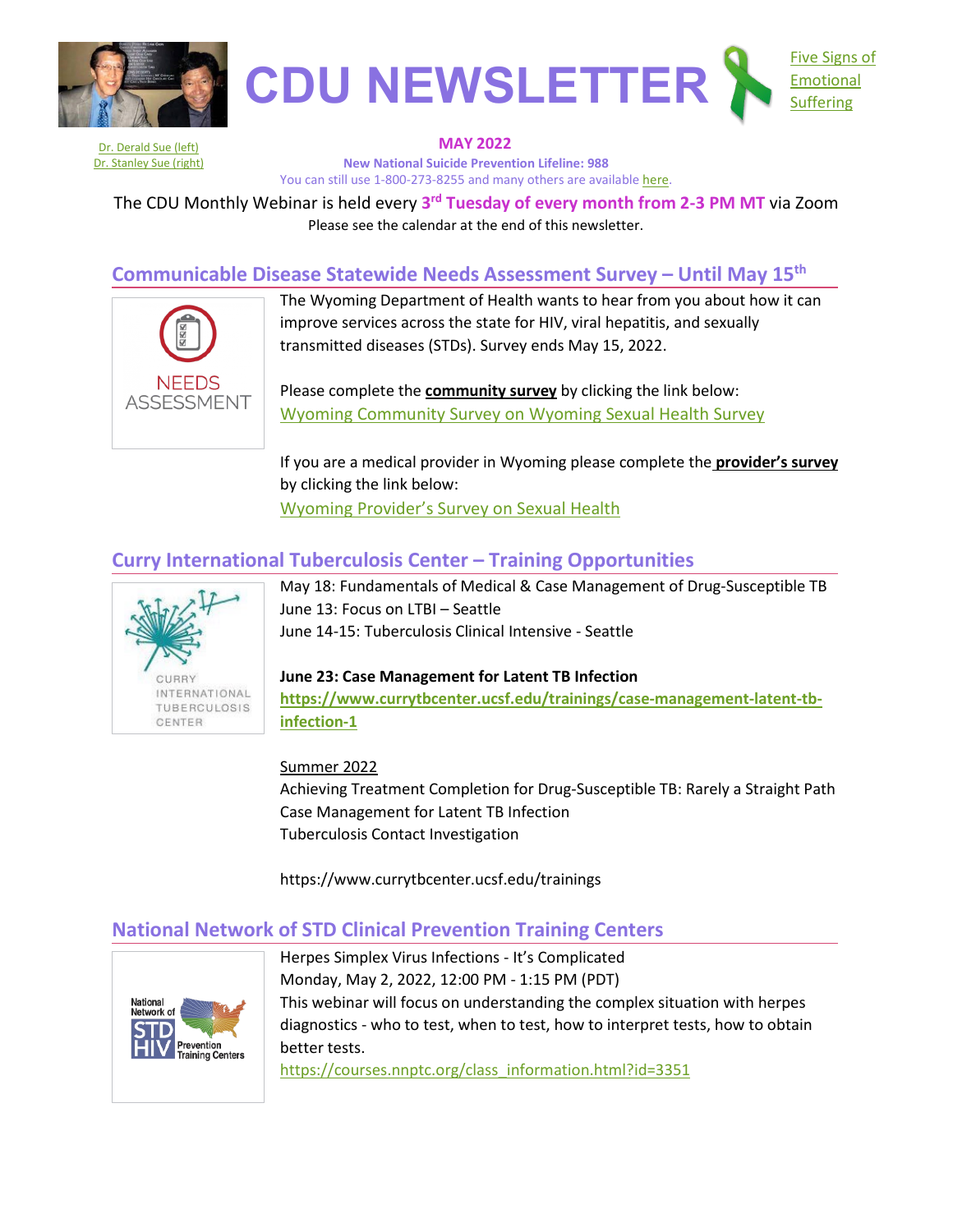Dr. Derald Sue (left)
Dr. Stanley Sue (right)

# CDU NEWSLETTER

Five Signs of Emotional Suffering

**MAY 2022**

**New National Suicide Prevention Lifeline: 988**

You can still use 1-800-273-8255 and many others are available here.

The CDU Monthly Webinar is held every **3rd Tuesday of every month from 2-3 PM MT** via Zoom

Please see the calendar at the end of this newsletter.

## Communicable Disease Statewide Needs Assessment Survey – Until May 15th

NEEDS ASSESSMENT

The Wyoming Department of Health wants to hear from you about how it can improve services across the state for HIV, viral hepatitis, and sexually transmitted diseases (STDs). Survey ends May 15, 2022.

Please complete the **community survey** by clicking the link below:
Wyoming Community Survey on Wyoming Sexual Health Survey

If you are a medical provider in Wyoming please complete the **provider's survey** by clicking the link below:
Wyoming Provider's Survey on Sexual Health

## Curry International Tuberculosis Center – Training Opportunities

CURRY INTERNATIONAL TUBERCULOSIS CENTER

May 18: Fundamentals of Medical & Case Management of Drug-Susceptible TB
June 13: Focus on LTBI – Seattle
June 14-15: Tuberculosis Clinical Intensive - Seattle

**June 23: Case Management for Latent TB Infection**
**https://www.currytbcenter.ucsf.edu/trainings/case-management-latent-tb-infection-1**

Summer 2022
Achieving Treatment Completion for Drug-Susceptible TB: Rarely a Straight Path
Case Management for Latent TB Infection
Tuberculosis Contact Investigation

https://www.currytbcenter.ucsf.edu/trainings

## National Network of STD Clinical Prevention Training Centers

National Network of STD HIV Prevention Training Centers

Herpes Simplex Virus Infections - It's Complicated
Monday, May 2, 2022, 12:00 PM - 1:15 PM (PDT)
This webinar will focus on understanding the complex situation with herpes diagnostics - who to test, when to test, how to interpret tests, how to obtain better tests.
https://courses.nnptc.org/class_information.html?id=3351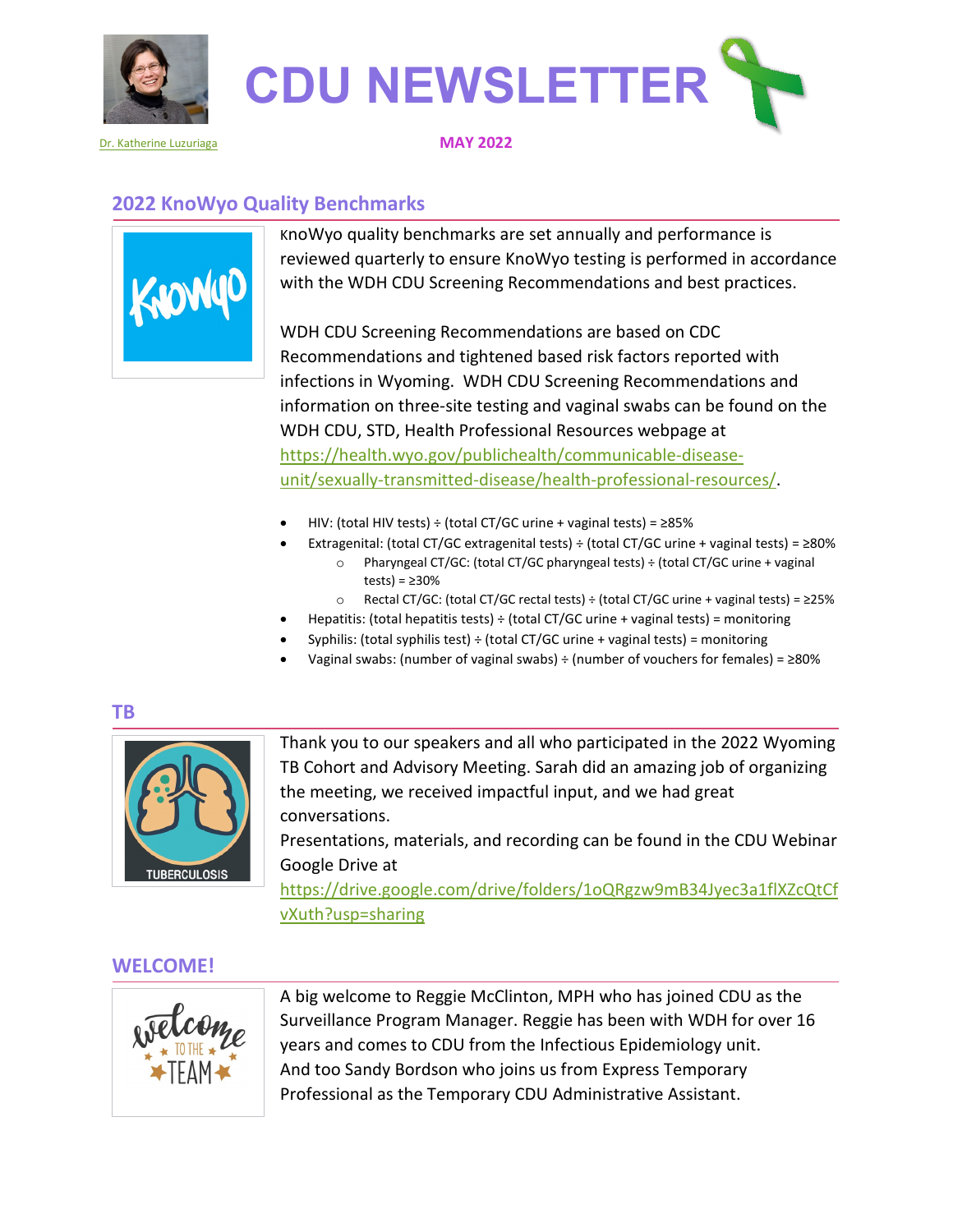# CDU NEWSLETTER

Dr. Katherine Luzuriaga

**MAY 2022**

## 2022 KnoWyo Quality Benchmarks

KnoWyo quality benchmarks are set annually and performance is reviewed quarterly to ensure KnoWyo testing is performed in accordance with the WDH CDU Screening Recommendations and best practices.

WDH CDU Screening Recommendations are based on CDC Recommendations and tightened based risk factors reported with infections in Wyoming. WDH CDU Screening Recommendations and information on three-site testing and vaginal swabs can be found on the WDH CDU, STD, Health Professional Resources webpage at https://health.wyo.gov/publichealth/communicable-disease-unit/sexually-transmitted-disease/health-professional-resources/.

- HIV: (total HIV tests) ÷ (total CT/GC urine + vaginal tests) = ≥85%
- Extragenital: (total CT/GC extragenital tests) ÷ (total CT/GC urine + vaginal tests) = ≥80%
  - Pharyngeal CT/GC: (total CT/GC pharyngeal tests) ÷ (total CT/GC urine + vaginal tests) = ≥30%
  - Rectal CT/GC: (total CT/GC rectal tests) ÷ (total CT/GC urine + vaginal tests) = ≥25%
- Hepatitis: (total hepatitis tests) ÷ (total CT/GC urine + vaginal tests) = monitoring
- Syphilis: (total syphilis test) ÷ (total CT/GC urine + vaginal tests) = monitoring
- Vaginal swabs: (number of vaginal swabs) ÷ (number of vouchers for females) = ≥80%

## TB

Thank you to our speakers and all who participated in the 2022 Wyoming TB Cohort and Advisory Meeting. Sarah did an amazing job of organizing the meeting, we received impactful input, and we had great conversations.
Presentations, materials, and recording can be found in the CDU Webinar Google Drive at https://drive.google.com/drive/folders/1oQRgzw9mB34Jyec3a1flXZcQtCfvXuth?usp=sharing

## WELCOME!

A big welcome to Reggie McClinton, MPH who has joined CDU as the Surveillance Program Manager. Reggie has been with WDH for over 16 years and comes to CDU from the Infectious Epidemiology unit.
And too Sandy Bordson who joins us from Express Temporary Professional as the Temporary CDU Administrative Assistant.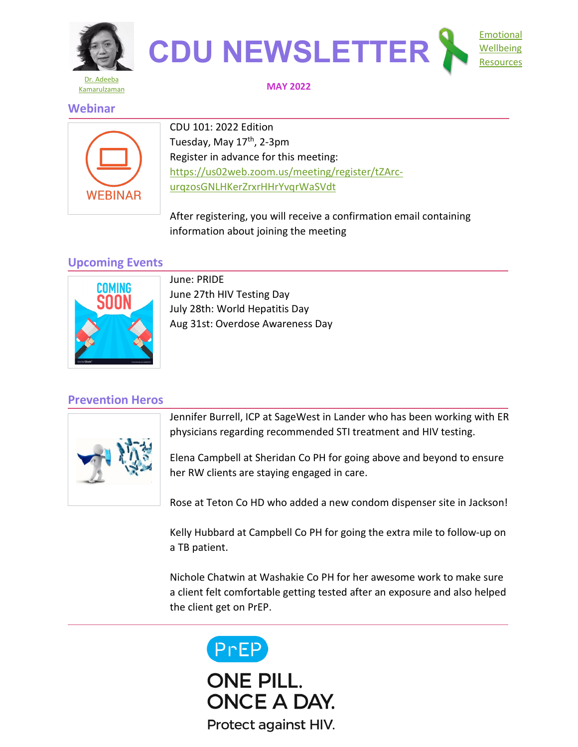Dr. Adeeba Kamarulzaman

# CDU NEWSLETTER

Emotional Wellbeing Resources

**MAY 2022**

## Webinar

WEBINAR

CDU 101: 2022 Edition
Tuesday, May 17th, 2-3pm
Register in advance for this meeting:
https://us02web.zoom.us/meeting/register/tZArc-urqzosGNLHKerZrxrHHrYvqrWaSVdt

After registering, you will receive a confirmation email containing information about joining the meeting

## Upcoming Events

COMING SOON

June: PRIDE
June 27th HIV Testing Day
July 28th: World Hepatitis Day
Aug 31st: Overdose Awareness Day

## Prevention Heros

Jennifer Burrell, ICP at SageWest in Lander who has been working with ER physicians regarding recommended STI treatment and HIV testing.

Elena Campbell at Sheridan Co PH for going above and beyond to ensure her RW clients are staying engaged in care.

Rose at Teton Co HD who added a new condom dispenser site in Jackson!

Kelly Hubbard at Campbell Co PH for going the extra mile to follow-up on a TB patient.

Nichole Chatwin at Washakie Co PH for her awesome work to make sure a client felt comfortable getting tested after an exposure and also helped the client get on PrEP.

---

PrEP

ONE PILL.
ONCE A DAY.
Protect against HIV.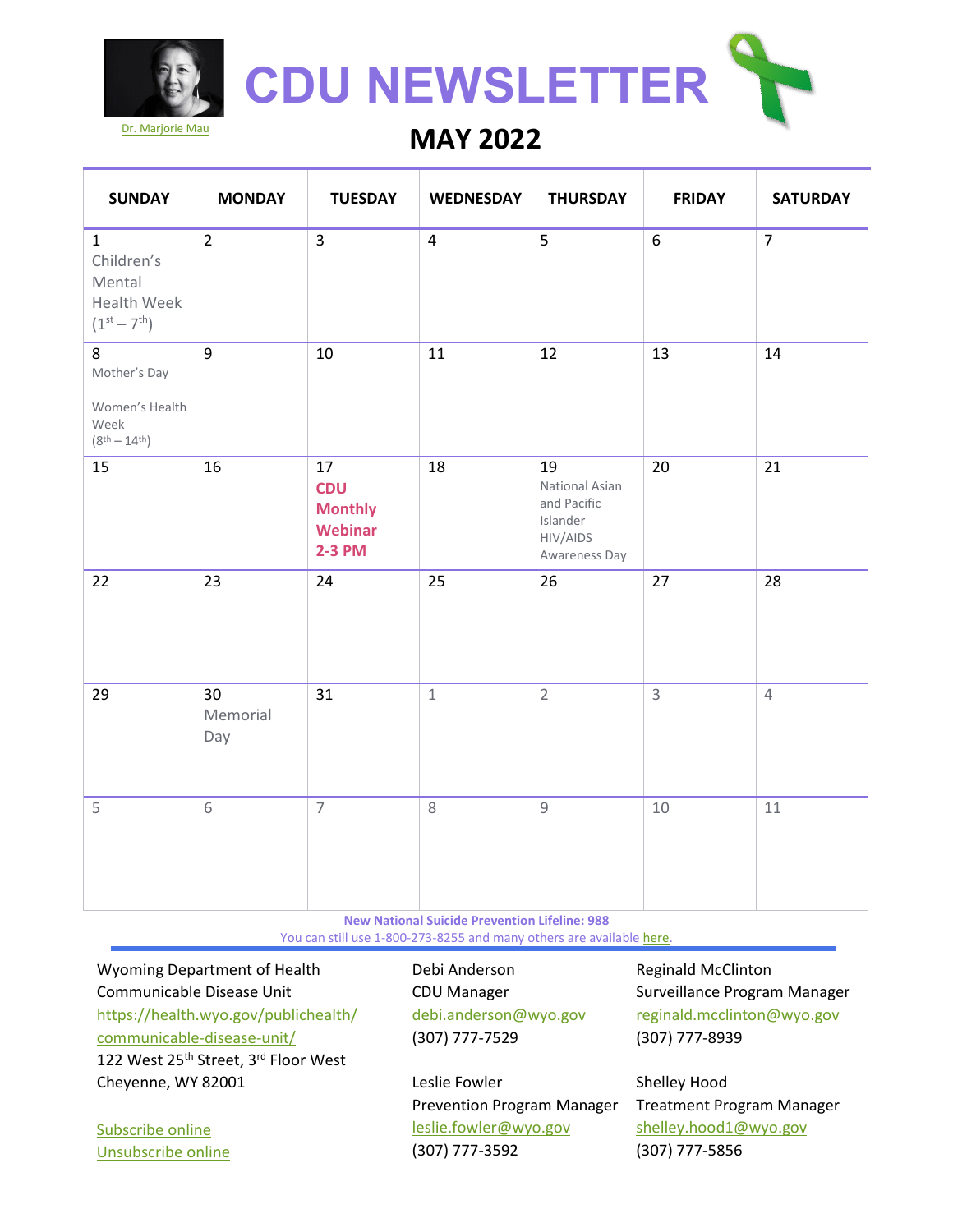Dr. Marjorie Mau

# CDU NEWSLETTER

## MAY 2022

| SUNDAY | MONDAY | TUESDAY | WEDNESDAY | THURSDAY | FRIDAY | SATURDAY |
|---|---|---|---|---|---|---|
| 1 Children's Mental Health Week (1st – 7th) | 2 | 3 | 4 | 5 | 6 | 7 |
| 8 Mother's Day<br><br>Women's Health Week (8th – 14th) | 9 | 10 | 11 | 12 | 13 | 14 |
| 15 | 16 | 17 **CDU Monthly Webinar 2-3 PM** | 18 | 19 National Asian and Pacific Islander HIV/AIDS Awareness Day | 20 | 21 |
| 22 | 23 | 24 | 25 | 26 | 27 | 28 |
| 29 | 30 Memorial Day | 31 | 1 | 2 | 3 | 4 |
| 5 | 6 | 7 | 8 | 9 | 10 | 11 |

**New National Suicide Prevention Lifeline: 988**
You can still use 1-800-273-8255 and many others are available here.

Wyoming Department of Health
Communicable Disease Unit
https://health.wyo.gov/publichealth/communicable-disease-unit/
122 West 25th Street, 3rd Floor West
Cheyenne, WY 82001

Subscribe online
Unsubscribe online

Debi Anderson
CDU Manager
debi.anderson@wyo.gov
(307) 777-7529

Leslie Fowler
Prevention Program Manager
leslie.fowler@wyo.gov
(307) 777-3592

Reginald McClinton
Surveillance Program Manager
reginald.mcclinton@wyo.gov
(307) 777-8939

Shelley Hood
Treatment Program Manager
shelley.hood1@wyo.gov
(307) 777-5856